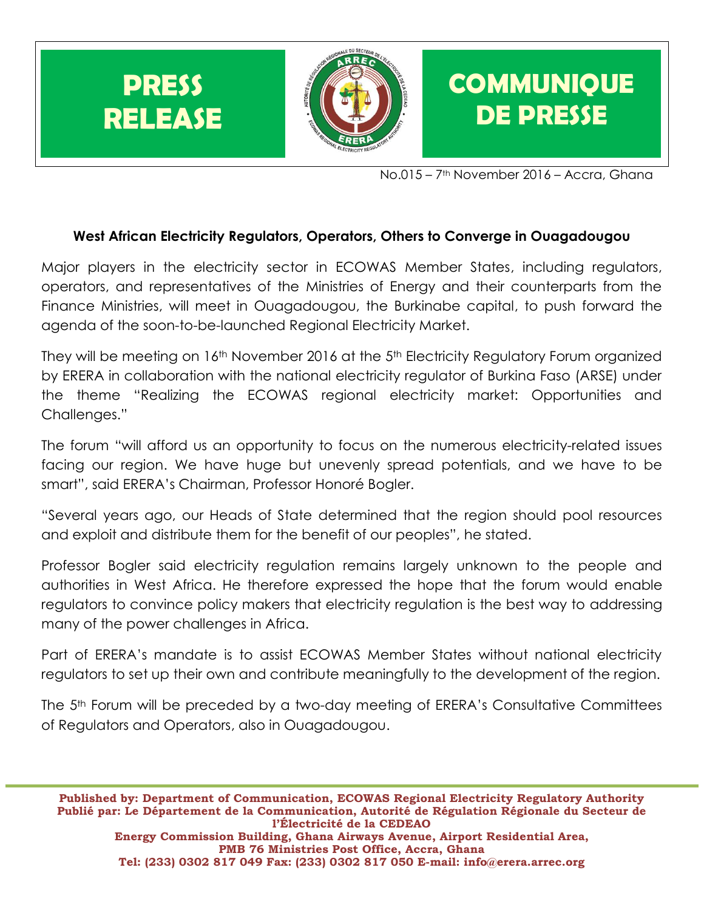# PRESS RELEASE

# COMMUNIQUE DE PRESSE

No.015 – 7th November 2016 – Accra, Ghana

**West African Electricity Regulators, Operators, Others to Converge in Ouagadougou**

Major players in the electricity sector in ECOWAS Member States, including regulators, operators, and representatives of the Ministries of Energy and their counterparts from the Finance Ministries, will meet in Ouagadougou, the Burkinabe capital, to push forward the agenda of the soon-to-be-launched Regional Electricity Market.

They will be meeting on 16th November 2016 at the 5th Electricity Regulatory Forum organized by ERERA in collaboration with the national electricity regulator of Burkina Faso (ARSE) under the theme "Realizing the ECOWAS regional electricity market: Opportunities and Challenges."

The forum "will afford us an opportunity to focus on the numerous electricity-related issues facing our region. We have huge but unevenly spread potentials, and we have to be smart", said ERERA's Chairman, Professor Honoré Bogler.

"Several years ago, our Heads of State determined that the region should pool resources and exploit and distribute them for the benefit of our peoples", he stated.

Professor Bogler said electricity regulation remains largely unknown to the people and authorities in West Africa. He therefore expressed the hope that the forum would enable regulators to convince policy makers that electricity regulation is the best way to addressing many of the power challenges in Africa.

Part of ERERA's mandate is to assist ECOWAS Member States without national electricity regulators to set up their own and contribute meaningfully to the development of the region.

The 5th Forum will be preceded by a two-day meeting of ERERA's Consultative Committees of Regulators and Operators, also in Ouagadougou.

**Published by: Department of Communication, ECOWAS Regional Electricity Regulatory Authority**
**Publié par: Le Département de la Communication, Autorité de Régulation Régionale du Secteur de l'Électricité de la CEDEAO**
**Energy Commission Building, Ghana Airways Avenue, Airport Residential Area,**
**PMB 76 Ministries Post Office, Accra, Ghana**
**Tel: (233) 0302 817 049 Fax: (233) 0302 817 050 E-mail: info@erera.arrec.org**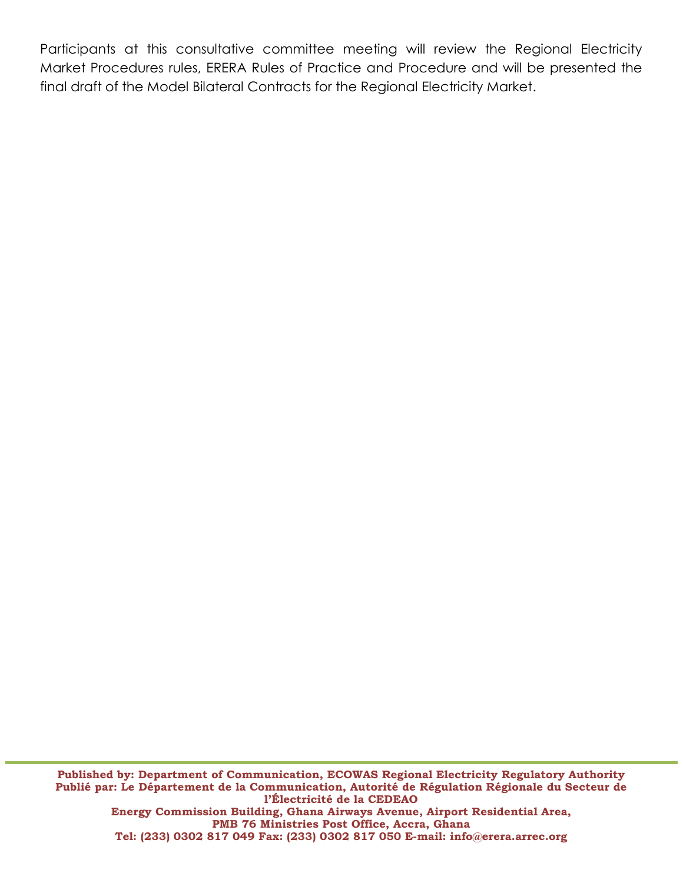Participants at this consultative committee meeting will review the Regional Electricity Market Procedures rules, ERERA Rules of Practice and Procedure and will be presented the final draft of the Model Bilateral Contracts for the Regional Electricity Market.

---

**Published by: Department of Communication, ECOWAS Regional Electricity Regulatory Authority**
**Publié par: Le Département de la Communication, Autorité de Régulation Régionale du Secteur de l'Électricité de la CEDEAO**
**Energy Commission Building, Ghana Airways Avenue, Airport Residential Area,**
**PMB 76 Ministries Post Office, Accra, Ghana**
**Tel: (233) 0302 817 049 Fax: (233) 0302 817 050 E-mail: info@erera.arrec.org**